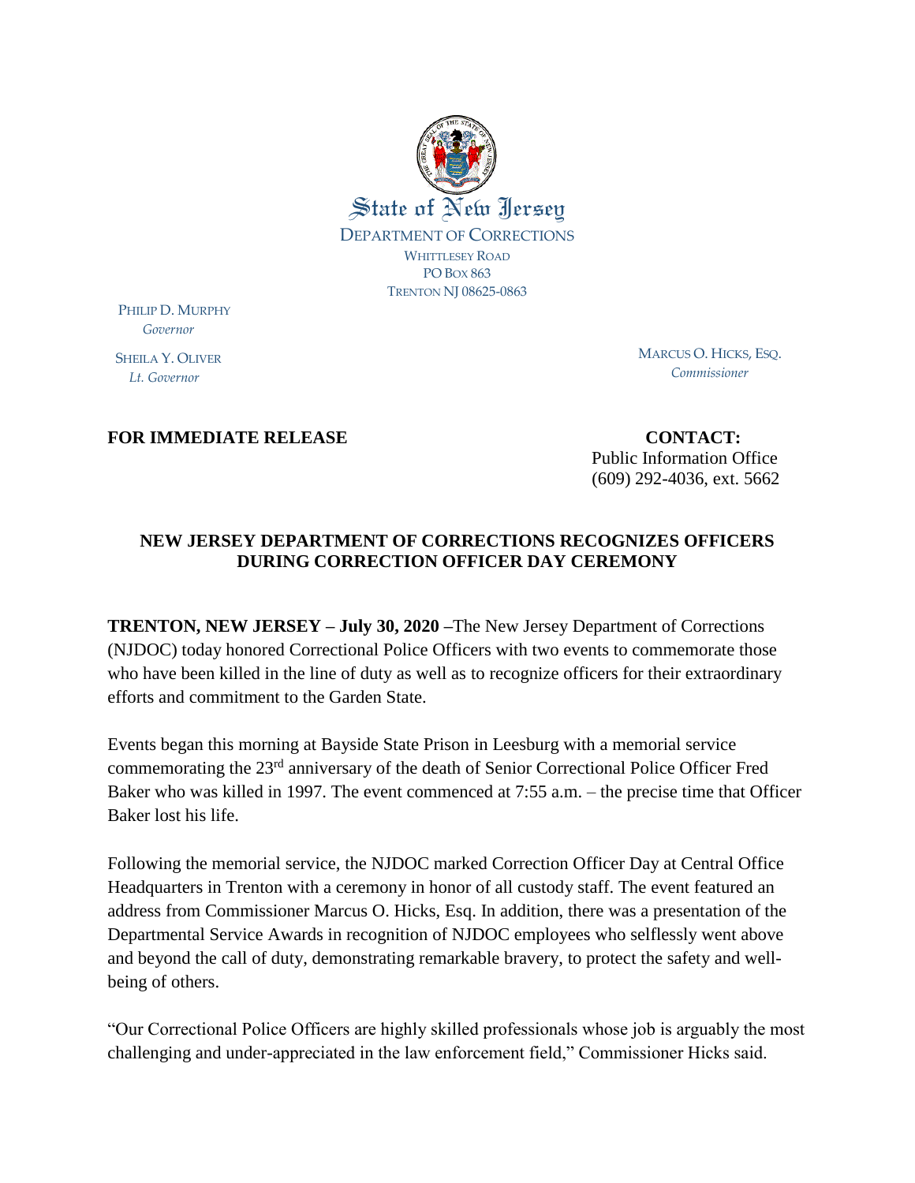State of New Jersey

DEPARTMENT OF CORRECTIONS
WHITTLESEY ROAD
PO BOX 863
TRENTON NJ 08625-0863

PHILIP D. MURPHY
*Governor*

SHEILA Y. OLIVER
*Lt. Governor*

MARCUS O. HICKS, ESQ.
*Commissioner*

**FOR IMMEDIATE RELEASE**

**CONTACT:**
Public Information Office
(609) 292-4036, ext. 5662

## NEW JERSEY DEPARTMENT OF CORRECTIONS RECOGNIZES OFFICERS DURING CORRECTION OFFICER DAY CEREMONY

**TRENTON, NEW JERSEY – July 30, 2020 –**The New Jersey Department of Corrections (NJDOC) today honored Correctional Police Officers with two events to commemorate those who have been killed in the line of duty as well as to recognize officers for their extraordinary efforts and commitment to the Garden State.

Events began this morning at Bayside State Prison in Leesburg with a memorial service commemorating the 23rd anniversary of the death of Senior Correctional Police Officer Fred Baker who was killed in 1997. The event commenced at 7:55 a.m. – the precise time that Officer Baker lost his life.

Following the memorial service, the NJDOC marked Correction Officer Day at Central Office Headquarters in Trenton with a ceremony in honor of all custody staff. The event featured an address from Commissioner Marcus O. Hicks, Esq. In addition, there was a presentation of the Departmental Service Awards in recognition of NJDOC employees who selflessly went above and beyond the call of duty, demonstrating remarkable bravery, to protect the safety and well-being of others.

"Our Correctional Police Officers are highly skilled professionals whose job is arguably the most challenging and under-appreciated in the law enforcement field," Commissioner Hicks said.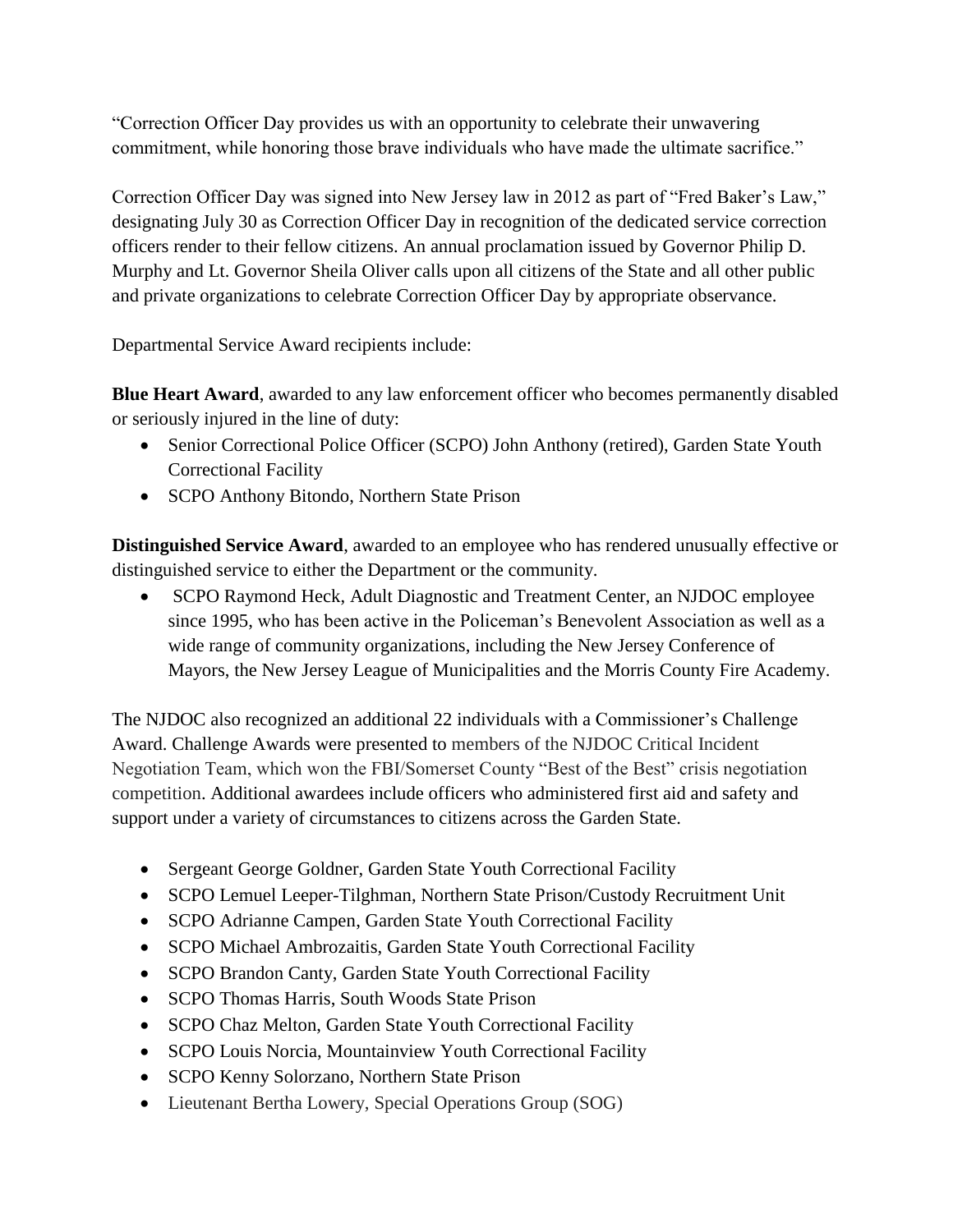"Correction Officer Day provides us with an opportunity to celebrate their unwavering commitment, while honoring those brave individuals who have made the ultimate sacrifice."

Correction Officer Day was signed into New Jersey law in 2012 as part of "Fred Baker's Law," designating July 30 as Correction Officer Day in recognition of the dedicated service correction officers render to their fellow citizens. An annual proclamation issued by Governor Philip D. Murphy and Lt. Governor Sheila Oliver calls upon all citizens of the State and all other public and private organizations to celebrate Correction Officer Day by appropriate observance.

Departmental Service Award recipients include:

**Blue Heart Award**, awarded to any law enforcement officer who becomes permanently disabled or seriously injured in the line of duty:

- Senior Correctional Police Officer (SCPO) John Anthony (retired), Garden State Youth Correctional Facility
- SCPO Anthony Bitondo, Northern State Prison

**Distinguished Service Award**, awarded to an employee who has rendered unusually effective or distinguished service to either the Department or the community.

- SCPO Raymond Heck, Adult Diagnostic and Treatment Center, an NJDOC employee since 1995, who has been active in the Policeman's Benevolent Association as well as a wide range of community organizations, including the New Jersey Conference of Mayors, the New Jersey League of Municipalities and the Morris County Fire Academy.

The NJDOC also recognized an additional 22 individuals with a Commissioner's Challenge Award. Challenge Awards were presented to members of the NJDOC Critical Incident Negotiation Team, which won the FBI/Somerset County "Best of the Best" crisis negotiation competition. Additional awardees include officers who administered first aid and safety and support under a variety of circumstances to citizens across the Garden State.

- Sergeant George Goldner, Garden State Youth Correctional Facility
- SCPO Lemuel Leeper-Tilghman, Northern State Prison/Custody Recruitment Unit
- SCPO Adrianne Campen, Garden State Youth Correctional Facility
- SCPO Michael Ambrozaitis, Garden State Youth Correctional Facility
- SCPO Brandon Canty, Garden State Youth Correctional Facility
- SCPO Thomas Harris, South Woods State Prison
- SCPO Chaz Melton, Garden State Youth Correctional Facility
- SCPO Louis Norcia, Mountainview Youth Correctional Facility
- SCPO Kenny Solorzano, Northern State Prison
- Lieutenant Bertha Lowery, Special Operations Group (SOG)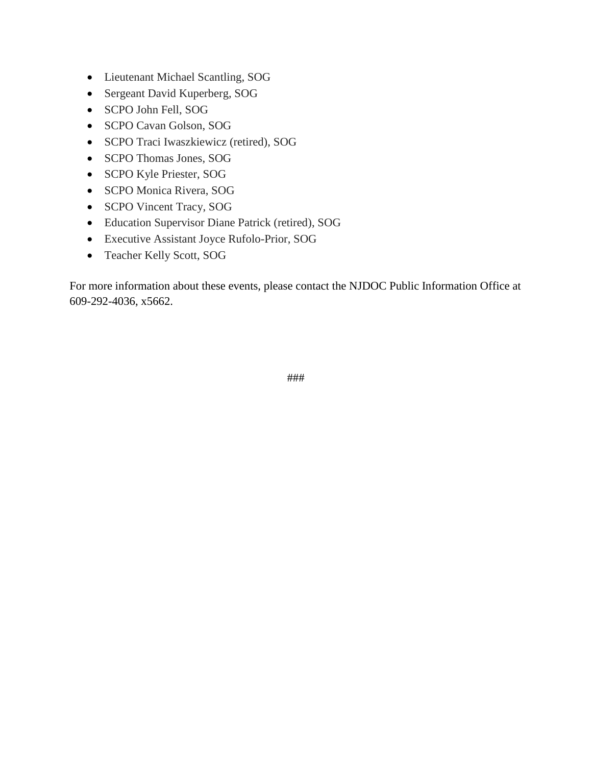- Lieutenant Michael Scantling, SOG
- Sergeant David Kuperberg, SOG
- SCPO John Fell, SOG
- SCPO Cavan Golson, SOG
- SCPO Traci Iwaszkiewicz (retired), SOG
- SCPO Thomas Jones, SOG
- SCPO Kyle Priester, SOG
- SCPO Monica Rivera, SOG
- SCPO Vincent Tracy, SOG
- Education Supervisor Diane Patrick (retired), SOG
- Executive Assistant Joyce Rufolo-Prior, SOG
- Teacher Kelly Scott, SOG

For more information about these events, please contact the NJDOC Public Information Office at 609-292-4036, x5662.

###